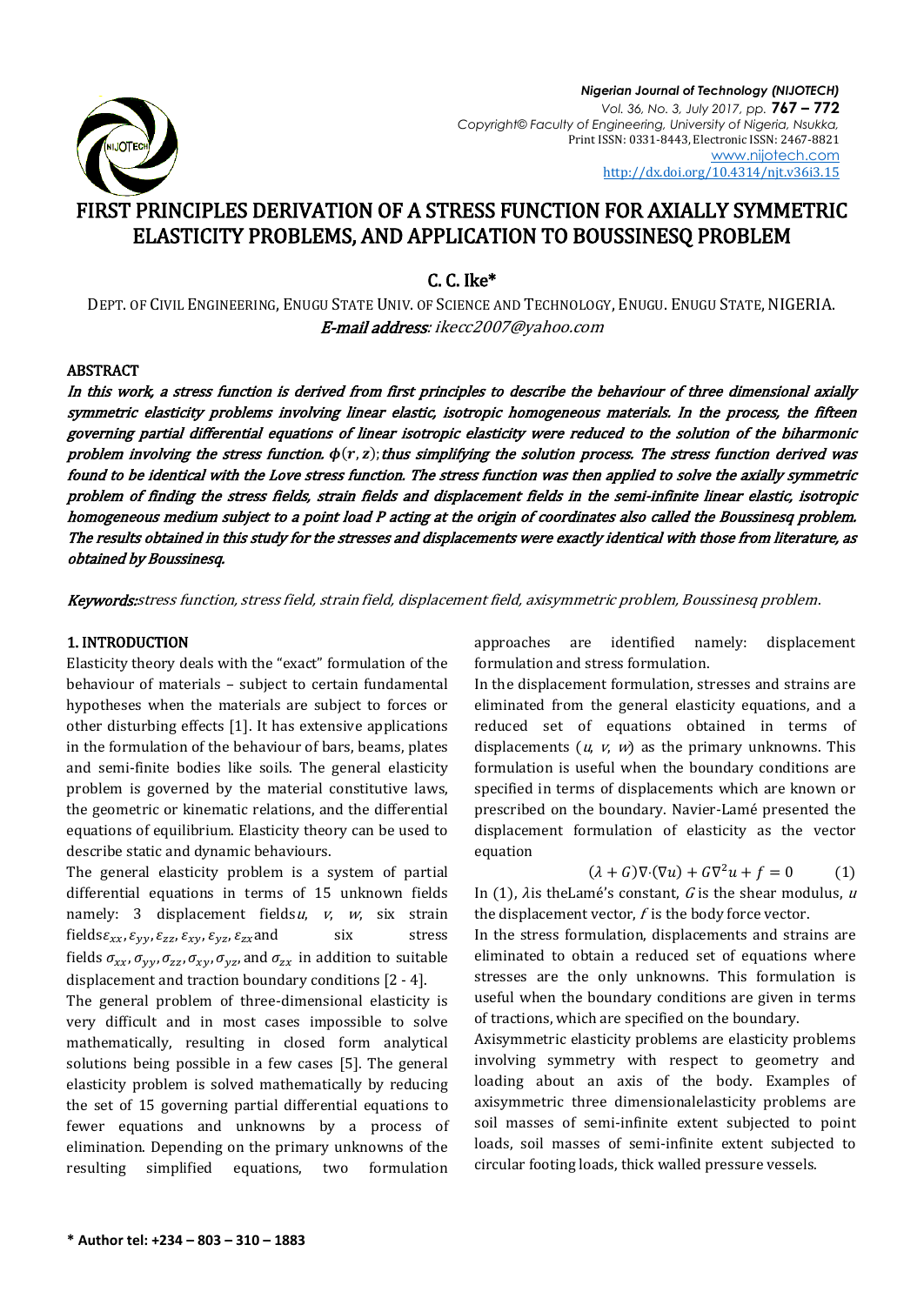# FIRST PRINCIPLES DERIVATION OF A STRESS FUNCTION FOR AXIALLY SYMMETRIC ELASTICITY PROBLEMS, AND APPLICATION TO BOUSSINESQ PROBLEM

**C. C. Ike***

DEPT. OF CIVIL ENGINEERING, ENUGU STATE UNIV. OF SCIENCE AND TECHNOLOGY, ENUGU. ENUGU STATE, NIGERIA.
*E-mail address: ikecc2007@yahoo.com*

## ABSTRACT

***In this work, a stress function is derived from first principles to describe the behaviour of three dimensional axially symmetric elasticity problems involving linear elastic, isotropic homogeneous materials. In the process, the fifteen governing partial differential equations of linear isotropic elasticity were reduced to the solution of the biharmonic problem involving the stress function. $\phi(r, z)$; thus simplifying the solution process. The stress function derived was found to be identical with the Love stress function. The stress function was then applied to solve the axially symmetric problem of finding the stress fields, strain fields and displacement fields in the semi-infinite linear elastic, isotropic homogeneous medium subject to a point load P acting at the origin of coordinates also called the Boussinesq problem. The results obtained in this study for the stresses and displacements were exactly identical with those from literature, as obtained by Boussinesq.***

***Keywords:*** *stress function, stress field, strain field, displacement field, axisymmetric problem, Boussinesq problem.*

## 1. INTRODUCTION

Elasticity theory deals with the "exact" formulation of the behaviour of materials – subject to certain fundamental hypotheses when the materials are subject to forces or other disturbing effects [1]. It has extensive applications in the formulation of the behaviour of bars, beams, plates and semi-finite bodies like soils. The general elasticity problem is governed by the material constitutive laws, the geometric or kinematic relations, and the differential equations of equilibrium. Elasticity theory can be used to describe static and dynamic behaviours.

The general elasticity problem is a system of partial differential equations in terms of 15 unknown fields namely: 3 displacement fields $u$, $v$, $w$, six strain fields $\varepsilon_{xx}, \varepsilon_{yy}, \varepsilon_{zz}, \varepsilon_{xy}, \varepsilon_{yz}, \varepsilon_{zx}$ and six stress fields $\sigma_{xx}, \sigma_{yy}, \sigma_{zz}, \sigma_{xy}, \sigma_{yz}$, and $\sigma_{zx}$ in addition to suitable displacement and traction boundary conditions [2 - 4].

The general problem of three-dimensional elasticity is very difficult and in most cases impossible to solve mathematically, resulting in closed form analytical solutions being possible in a few cases [5]. The general elasticity problem is solved mathematically by reducing the set of 15 governing partial differential equations to fewer equations and unknowns by a process of elimination. Depending on the primary unknowns of the resulting simplified equations, two formulation approaches are identified namely: displacement formulation and stress formulation.

In the displacement formulation, stresses and strains are eliminated from the general elasticity equations, and a reduced set of equations obtained in terms of displacements ($u$, $v$, $w$) as the primary unknowns. This formulation is useful when the boundary conditions are specified in terms of displacements which are known or prescribed on the boundary. Navier-Lamé presented the displacement formulation of elasticity as the vector equation

$$(\lambda + G)\nabla \cdot (\nabla u) + G\nabla^2 u + f = 0 \qquad (1)$$

In (1), $\lambda$ is the Lamé's constant, $G$ is the shear modulus, $u$ the displacement vector, $f$ is the body force vector.

In the stress formulation, displacements and strains are eliminated to obtain a reduced set of equations where stresses are the only unknowns. This formulation is useful when the boundary conditions are given in terms of tractions, which are specified on the boundary.

Axisymmetric elasticity problems are elasticity problems involving symmetry with respect to geometry and loading about an axis of the body. Examples of axisymmetric three dimensional elasticity problems are soil masses of semi-infinite extent subjected to point loads, soil masses of semi-infinite extent subjected to circular footing loads, thick walled pressure vessels.

**\* Author tel: +234 – 803 – 310 – 1883**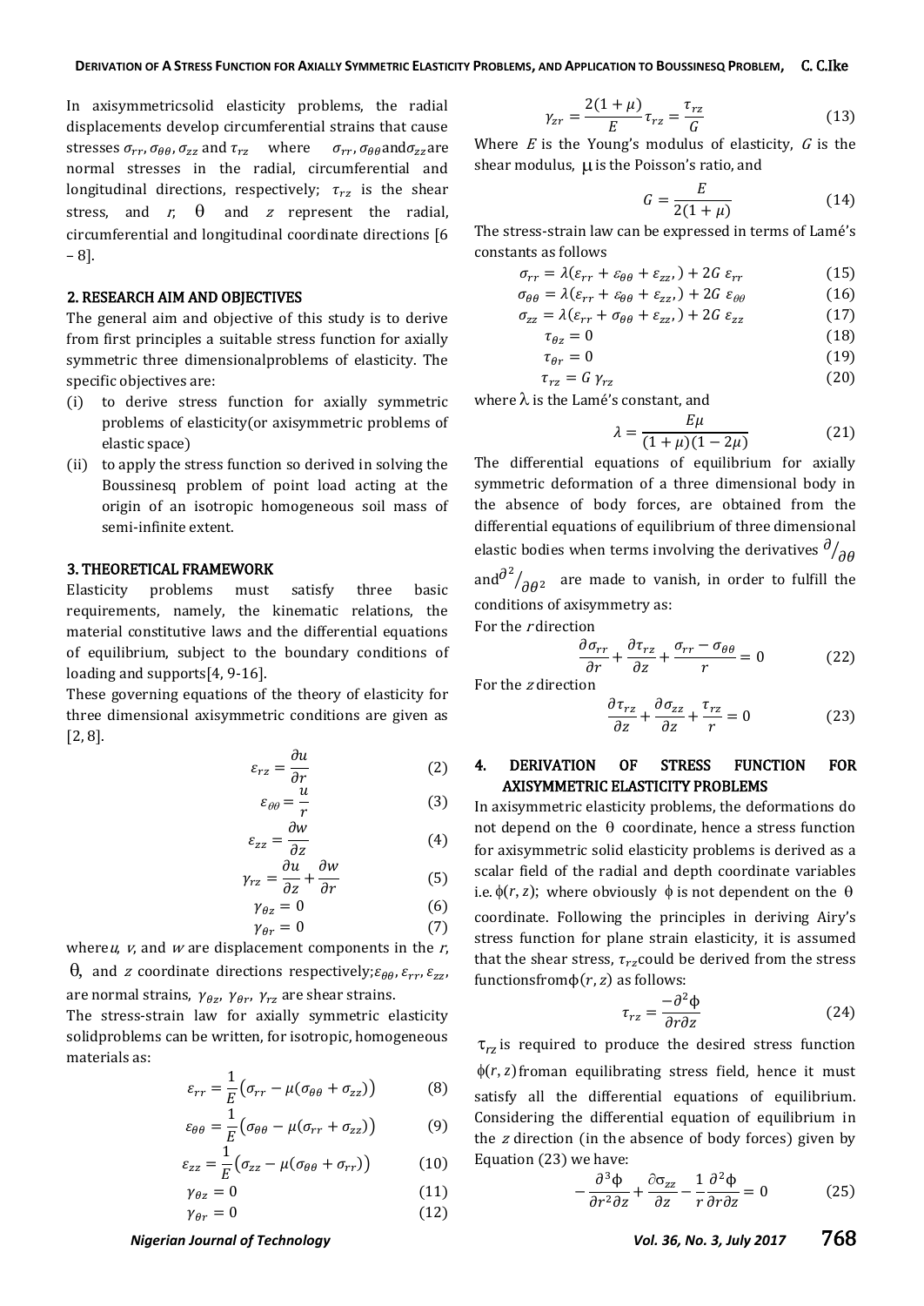In axisymmetricsolid elasticity problems, the radial displacements develop circumferential strains that cause stresses $\sigma_{rr}, \sigma_{\theta\theta}, \sigma_{zz}$ and $\tau_{rz}$ where $\sigma_{rr}, \sigma_{\theta\theta}$and$\sigma_{zz}$are normal stresses in the radial, circumferential and longitudinal directions, respectively; $\tau_{rz}$ is the shear stress, and $r$, $\theta$ and $z$ represent the radial, circumferential and longitudinal coordinate directions [6 – 8].

## 2. RESEARCH AIM AND OBJECTIVES

The general aim and objective of this study is to derive from first principles a suitable stress function for axially symmetric three dimensionalproblems of elasticity. The specific objectives are:

(i) to derive stress function for axially symmetric problems of elasticity(or axisymmetric problems of elastic space)
(ii) to apply the stress function so derived in solving the Boussinesq problem of point load acting at the origin of an isotropic homogeneous soil mass of semi-infinite extent.

## 3. THEORETICAL FRAMEWORK

Elasticity problems must satisfy three basic requirements, namely, the kinematic relations, the material constitutive laws and the differential equations of equilibrium, subject to the boundary conditions of loading and supports[4, 9-16].

These governing equations of the theory of elasticity for three dimensional axisymmetric conditions are given as [2, 8].

$$\varepsilon_{rz} = \frac{\partial u}{\partial r} \tag{2}$$

$$\varepsilon_{\theta\theta} = \frac{u}{r} \tag{3}$$

$$\varepsilon_{zz} = \frac{\partial w}{\partial z} \tag{4}$$

$$\gamma_{rz} = \frac{\partial u}{\partial z} + \frac{\partial w}{\partial r} \tag{5}$$

$$\gamma_{\theta z} = 0 \tag{6}$$

$$\gamma_{\theta r} = 0 \tag{7}$$

where$u$, $v$, and $w$ are displacement components in the $r$, $\theta$, and $z$ coordinate directions respectively;$\varepsilon_{\theta\theta}, \varepsilon_{rr}, \varepsilon_{zz}$, are normal strains, $\gamma_{\theta z}$, $\gamma_{\theta r}$, $\gamma_{rz}$ are shear strains.

The stress-strain law for axially symmetric elasticity solidproblems can be written, for isotropic, homogeneous materials as:

$$\varepsilon_{rr} = \frac{1}{E}\big(\sigma_{rr} - \mu(\sigma_{\theta\theta} + \sigma_{zz})\big) \tag{8}$$

$$\varepsilon_{\theta\theta} = \frac{1}{E}\big(\sigma_{\theta\theta} - \mu(\sigma_{rr} + \sigma_{zz})\big) \tag{9}$$

$$\varepsilon_{zz} = \frac{1}{E}\big(\sigma_{zz} - \mu(\sigma_{\theta\theta} + \sigma_{rr})\big) \tag{10}$$

$$\gamma_{\theta z} = 0 \tag{11}$$

$$\gamma_{\theta r} = 0 \tag{12}$$

$$\gamma_{zr} = \frac{2(1+\mu)}{E}\tau_{rz} = \frac{\tau_{rz}}{G} \tag{13}$$

Where $E$ is the Young's modulus of elasticity, $G$ is the shear modulus, $\mu$ is the Poisson's ratio, and

$$G = \frac{E}{2(1+\mu)} \tag{14}$$

The stress-strain law can be expressed in terms of Lamé's constants as follows

$$\sigma_{rr} = \lambda(\varepsilon_{rr} + \varepsilon_{\theta\theta} + \varepsilon_{zz},) + 2G\,\varepsilon_{rr} \tag{15}$$

$$\sigma_{\theta\theta} = \lambda(\varepsilon_{rr} + \varepsilon_{\theta\theta} + \varepsilon_{zz},) + 2G\,\varepsilon_{\theta\theta} \tag{16}$$

$$\sigma_{zz} = \lambda(\varepsilon_{rr} + \sigma_{\theta\theta} + \varepsilon_{zz},) + 2G\,\varepsilon_{zz} \tag{17}$$

$$\tau_{\theta z} = 0 \tag{18}$$

$$\tau_{\theta r} = 0 \tag{19}$$

$$\tau_{rz} = G\,\gamma_{rz} \tag{20}$$

where $\lambda$ is the Lamé's constant, and

$$\lambda = \frac{E\mu}{(1+\mu)(1-2\mu)} \tag{21}$$

The differential equations of equilibrium for axially symmetric deformation of a three dimensional body in the absence of body forces, are obtained from the differential equations of equilibrium of three dimensional elastic bodies when terms involving the derivatives $\partial/_{\partial\theta}$ and$\partial^2/_{\partial\theta^2}$ are made to vanish, in order to fulfill the conditions of axisymmetry as:

For the $r$ direction

$$\frac{\partial \sigma_{rr}}{\partial r} + \frac{\partial \tau_{rz}}{\partial z} + \frac{\sigma_{rr} - \sigma_{\theta\theta}}{r} = 0 \tag{22}$$

For the $z$ direction

$$\frac{\partial \tau_{rz}}{\partial z} + \frac{\partial \sigma_{zz}}{\partial z} + \frac{\tau_{rz}}{r} = 0 \tag{23}$$

## 4. DERIVATION OF STRESS FUNCTION FOR AXISYMMETRIC ELASTICITY PROBLEMS

In axisymmetric elasticity problems, the deformations do not depend on the $\theta$ coordinate, hence a stress function for axisymmetric solid elasticity problems is derived as a scalar field of the radial and depth coordinate variables i.e. $\phi(r,z)$; where obviously $\phi$ is not dependent on the $\theta$ coordinate. Following the principles in deriving Airy's stress function for plane strain elasticity, it is assumed that the shear stress, $\tau_{rz}$could be derived from the stress functionsfrom$\phi(r,z)$ as follows:

$$\tau_{rz} = \frac{-\partial^2\phi}{\partial r\partial z} \tag{24}$$

$\tau_{rz}$ is required to produce the desired stress function $\phi(r,z)$froman equilibrating stress field, hence it must satisfy all the differential equations of equilibrium. Considering the differential equation of equilibrium in the $z$ direction (in the absence of body forces) given by Equation (23) we have:

$$-\frac{\partial^3\phi}{\partial r^2\partial z} + \frac{\partial\sigma_{zz}}{\partial z} - \frac{1}{r}\frac{\partial^2\phi}{\partial r\partial z} = 0 \tag{25}$$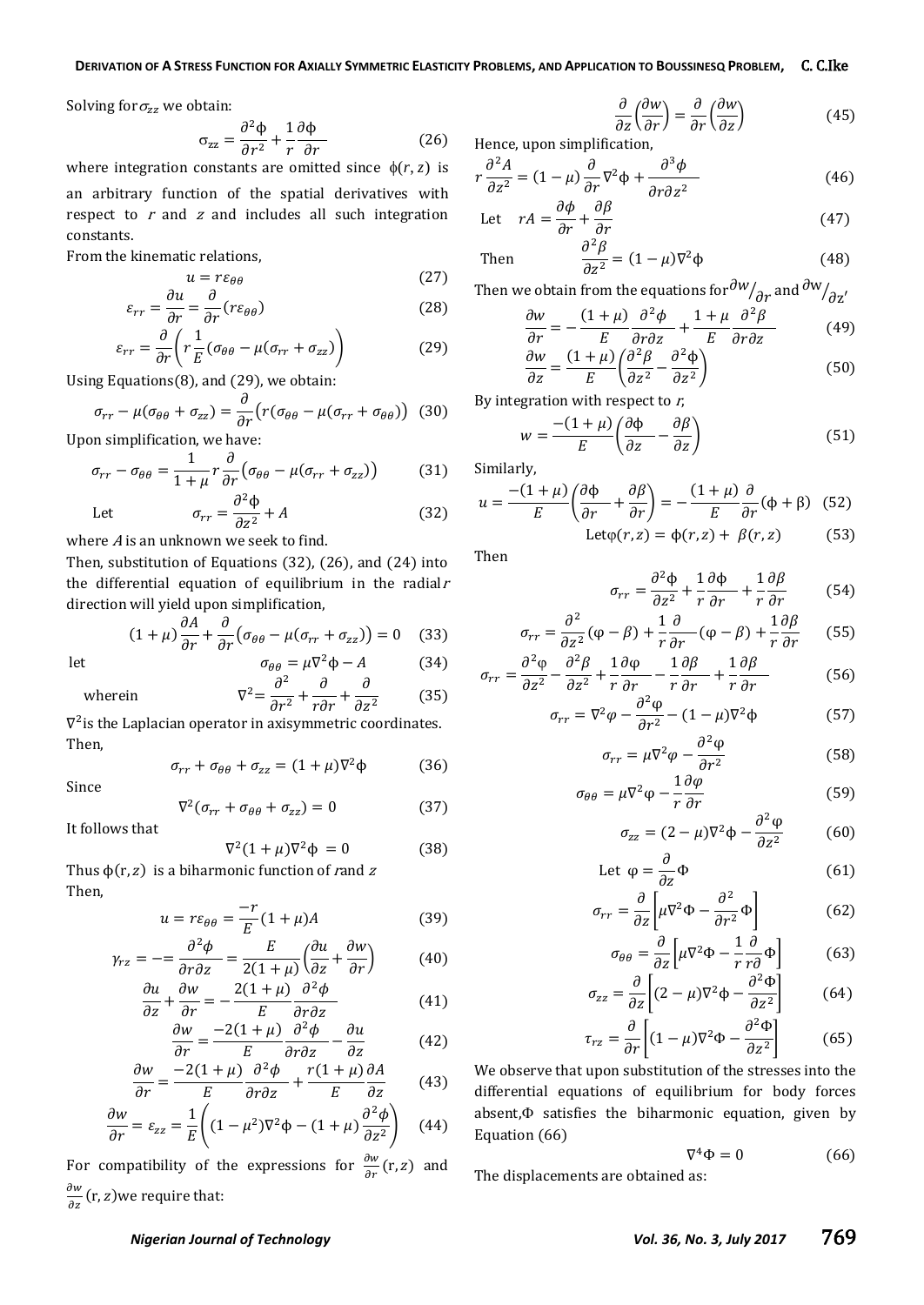Solving for $\sigma_{zz}$ we obtain:

$$\sigma_{zz} = \frac{\partial^2 \phi}{\partial r^2} + \frac{1}{r}\frac{\partial \phi}{\partial r} \quad (26)$$

where integration constants are omitted since $\phi(r, z)$ is an arbitrary function of the spatial derivatives with respect to $r$ and $z$ and includes all such integration constants.

From the kinematic relations,

$$u = r\varepsilon_{\theta\theta} \quad (27)$$

$$\varepsilon_{rr} = \frac{\partial u}{\partial r} = \frac{\partial}{\partial r}(r\varepsilon_{\theta\theta}) \quad (28)$$

$$\varepsilon_{rr} = \frac{\partial}{\partial r}\left(r\frac{1}{E}(\sigma_{\theta\theta} - \mu(\sigma_{rr} + \sigma_{zz})\right) \quad (29)$$

Using Equations(8), and (29), we obtain:

$$\sigma_{rr} - \mu(\sigma_{\theta\theta} + \sigma_{zz}) = \frac{\partial}{\partial r}\left(r(\sigma_{\theta\theta} - \mu(\sigma_{rr} + \sigma_{\theta\theta})\right) \quad (30)$$

Upon simplification, we have:

$$\sigma_{rr} - \sigma_{\theta\theta} = \frac{1}{1+\mu}r\frac{\partial}{\partial r}\left(\sigma_{\theta\theta} - \mu(\sigma_{rr} + \sigma_{zz})\right) \quad (31)$$

Let
$$\sigma_{rr} = \frac{\partial^2 \phi}{\partial z^2} + A \quad (32)$$

where $A$ is an unknown we seek to find.

Then, substitution of Equations (32), (26), and (24) into the differential equation of equilibrium in the radial $r$ direction will yield upon simplification,

$$(1+\mu)\frac{\partial A}{\partial r} + \frac{\partial}{\partial r}\left(\sigma_{\theta\theta} - \mu(\sigma_{rr} + \sigma_{zz})\right) = 0 \quad (33)$$

let
$$\sigma_{\theta\theta} = \mu\nabla^2\phi - A \quad (34)$$

wherein
$$\nabla^2 = \frac{\partial^2}{\partial r^2} + \frac{\partial}{r\partial r} + \frac{\partial}{\partial z^2} \quad (35)$$

$\nabla^2$ is the Laplacian operator in axisymmetric coordinates.

Then,

$$\sigma_{rr} + \sigma_{\theta\theta} + \sigma_{zz} = (1+\mu)\nabla^2\phi \quad (36)$$

Since

$$\nabla^2(\sigma_{rr} + \sigma_{\theta\theta} + \sigma_{zz}) = 0 \quad (37)$$

It follows that

$$\nabla^2(1+\mu)\nabla^2\phi = 0 \quad (38)$$

Thus $\phi(r, z)$ is a biharmonic function of $r$ and $z$

Then,

$$u = r\varepsilon_{\theta\theta} = \frac{-r}{E}(1+\mu)A \quad (39)$$

$$\gamma_{rz} = -= \frac{\partial^2 \phi}{\partial r \partial z} = \frac{E}{2(1+\mu)}\left(\frac{\partial u}{\partial z} + \frac{\partial w}{\partial r}\right) \quad (40)$$

$$\frac{\partial u}{\partial z} + \frac{\partial w}{\partial r} = -\frac{2(1+\mu)}{E}\frac{\partial^2 \phi}{\partial r \partial z} \quad (41)$$

$$\frac{\partial w}{\partial r} = \frac{-2(1+\mu)}{E}\frac{\partial^2 \phi}{\partial r \partial z} - \frac{\partial u}{\partial z} \quad (42)$$

$$\frac{\partial w}{\partial r} = \frac{-2(1+\mu)}{E}\frac{\partial^2 \phi}{\partial r \partial z} + \frac{r(1+\mu)}{E}\frac{\partial A}{\partial z} \quad (43)$$

$$\frac{\partial w}{\partial r} = \varepsilon_{zz} = \frac{1}{E}\left((1-\mu^2)\nabla^2\phi - (1+\mu)\frac{\partial^2 \phi}{\partial z^2}\right) \quad (44)$$

For compatibility of the expressions for $\frac{\partial w}{\partial r}(r, z)$ and $\frac{\partial w}{\partial z}(r, z)$ we require that:

$$\frac{\partial}{\partial z}\left(\frac{\partial w}{\partial r}\right) = \frac{\partial}{\partial r}\left(\frac{\partial w}{\partial z}\right) \quad (45)$$

Hence, upon simplification,

$$r\frac{\partial^2 A}{\partial z^2} = (1-\mu)\frac{\partial}{\partial r}\nabla^2\phi + \frac{\partial^3 \phi}{\partial r \partial z^2} \quad (46)$$

Let
$$rA = \frac{\partial \phi}{\partial r} + \frac{\partial \beta}{\partial r} \quad (47)$$

Then
$$\frac{\partial^2 \beta}{\partial z^2} = (1-\mu)\nabla^2\phi \quad (48)$$

Then we obtain from the equations for $\partial w/\partial r$ and $\partial w/\partial z'$

$$\frac{\partial w}{\partial r} = -\frac{(1+\mu)}{E}\frac{\partial^2 \phi}{\partial r \partial z} + \frac{1+\mu}{E}\frac{\partial^2 \beta}{\partial r \partial z} \quad (49)$$

$$\frac{\partial w}{\partial z} = \frac{(1+\mu)}{E}\left(\frac{\partial^2 \beta}{\partial z^2} - \frac{\partial^2 \phi}{\partial z^2}\right) \quad (50)$$

By integration with respect to $r$,

$$w = \frac{-(1+\mu)}{E}\left(\frac{\partial \phi}{\partial z} - \frac{\partial \beta}{\partial z}\right) \quad (51)$$

Similarly,

$$u = \frac{-(1+\mu)}{E}\left(\frac{\partial \phi}{\partial r} + \frac{\partial \beta}{\partial r}\right) = -\frac{(1+\mu)}{E}\frac{\partial}{\partial r}(\phi + \beta) \quad (52)$$

$$\text{Let } \varphi(r, z) = \phi(r, z) + \beta(r, z) \quad (53)$$

Then

$$\sigma_{rr} = \frac{\partial^2 \phi}{\partial z^2} + \frac{1}{r}\frac{\partial \phi}{\partial r} + \frac{1}{r}\frac{\partial \beta}{\partial r} \quad (54)$$

$$\sigma_{rr} = \frac{\partial^2}{\partial z^2}(\varphi - \beta) + \frac{1}{r}\frac{\partial}{\partial r}(\varphi - \beta) + \frac{1}{r}\frac{\partial \beta}{\partial r} \quad (55)$$

$$\sigma_{rr} = \frac{\partial^2 \varphi}{\partial z^2} - \frac{\partial^2 \beta}{\partial z^2} + \frac{1}{r}\frac{\partial \varphi}{\partial r} - \frac{1}{r}\frac{\partial \beta}{\partial r} + \frac{1}{r}\frac{\partial \beta}{\partial r} \quad (56)$$

$$\sigma_{rr} = \nabla^2\varphi - \frac{\partial^2 \varphi}{\partial r^2} - (1-\mu)\nabla^2\phi \quad (57)$$

$$\sigma_{rr} = \mu\nabla^2\varphi - \frac{\partial^2 \varphi}{\partial r^2} \quad (58)$$

$$\sigma_{\theta\theta} = \mu\nabla^2\varphi - \frac{1}{r}\frac{\partial \varphi}{\partial r} \quad (59)$$

$$\sigma_{zz} = (2-\mu)\nabla^2\phi - \frac{\partial^2 \varphi}{\partial z^2} \quad (60)$$

$$\text{Let } \varphi = \frac{\partial}{\partial z}\Phi \quad (61)$$

$$\sigma_{rr} = \frac{\partial}{\partial z}\left[\mu\nabla^2\Phi - \frac{\partial^2}{\partial r^2}\Phi\right] \quad (62)$$

$$\sigma_{\theta\theta} = \frac{\partial}{\partial z}\left[\mu\nabla^2\Phi - \frac{1}{r}\frac{\partial}{r\partial}\Phi\right] \quad (63)$$

$$\sigma_{zz} = \frac{\partial}{\partial z}\left[(2-\mu)\nabla^2\Phi - \frac{\partial^2 \Phi}{\partial z^2}\right] \quad (64)$$

$$\tau_{rz} = \frac{\partial}{\partial r}\left[(1-\mu)\nabla^2\Phi - \frac{\partial^2 \Phi}{\partial z^2}\right] \quad (65)$$

We observe that upon substitution of the stresses into the differential equations of equilibrium for body forces absent, $\Phi$ satisfies the biharmonic equation, given by Equation (66)

$$\nabla^4\Phi = 0 \quad (66)$$

The displacements are obtained as: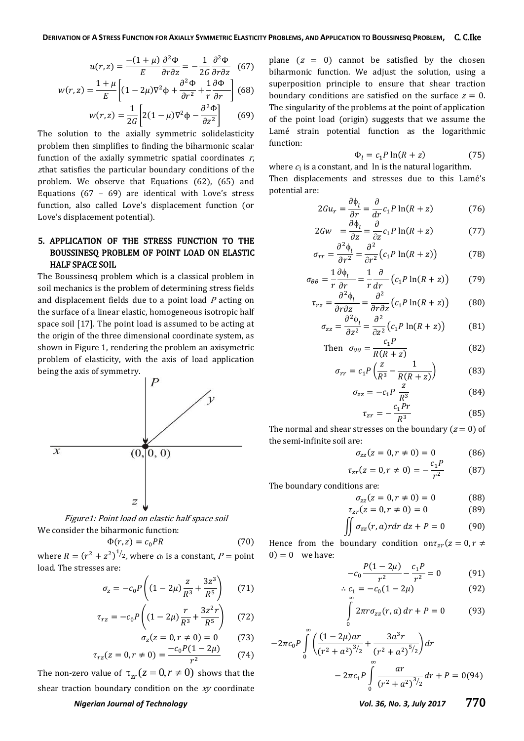$$u(r,z) = \frac{-(1+\mu)}{E}\frac{\partial^2 \Phi}{\partial r \partial z} = -\frac{1}{2G}\frac{\partial^2 \Phi}{\partial r \partial z} \quad (67)$$

$$w(r,z) = \frac{1+\mu}{E}\left[(1-2\mu)\nabla^2\phi + \frac{\partial^2 \Phi}{\partial r^2} + \frac{1}{r}\frac{\partial \Phi}{\partial r}\right] \quad (68)$$

$$w(r,z) = \frac{1}{2G}\left[2(1-\mu)\nabla^2\phi - \frac{\partial^2 \Phi}{\partial z^2}\right] \quad (69)$$

The solution to the axially symmetric solidelasticity problem then simplifies to finding the biharmonic scalar function of the axially symmetric spatial coordinates $r$, $z$that satisfies the particular boundary conditions of the problem. We observe that Equations (62), (65) and Equations (67 – 69) are identical with Love's stress function, also called Love's displacement function (or Love's displacement potential).

## 5. APPLICATION OF THE STRESS FUNCTION TO THE BOUSSINESQ PROBLEM OF POINT LOAD ON ELASTIC HALF SPACE SOIL

The Boussinesq problem which is a classical problem in soil mechanics is the problem of determining stress fields and displacement fields due to a point load $P$ acting on the surface of a linear elastic, homogeneous isotropic half space soil [17]. The point load is assumed to be acting at the origin of the three dimensional coordinate system, as shown in Figure 1, rendering the problem an axisymetric problem of elasticity, with the axis of load application being the axis of symmetry.

*Figure1: Point load on elastic half space soil*

We consider the biharmonic function:

$$\Phi(r,z) = c_0 PR \quad (70)$$

where $R = (r^2+z^2)^{1/2}$, where $c_0$ is a constant, $P$ = point load. The stresses are:

$$\sigma_z = -c_0 P\left((1-2\mu)\frac{z}{R^3} + \frac{3z^3}{R^5}\right) \quad (71)$$

$$\tau_{rz} = -c_0 P\left((1-2\mu)\frac{r}{R^3} + \frac{3z^2 r}{R^5}\right) \quad (72)$$

$$\sigma_z(z=0, r\neq 0) = 0 \quad (73)$$

$$\tau_{rz}(z=0, r\neq 0) = \frac{-c_0 P(1-2\mu)}{r^2} \quad (74)$$

The non-zero value of $\tau_{zr}(z=0, r\neq 0)$ shows that the shear traction boundary condition on the $xy$ coordinate plane ($z = 0$) cannot be satisfied by the chosen biharmonic function. We adjust the solution, using a superposition principle to ensure that shear traction boundary conditions are satisfied on the surface $z = 0$. The singularity of the problems at the point of application of the point load (origin) suggests that we assume the Lamé strain potential function as the logarithmic function:

$$\Phi_l = c_1 P \ln(R+z) \quad (75)$$

where $c_1$ is a constant, and ln is the natural logarithm.

Then displacements and stresses due to this Lamé's potential are:

$$2Gu_r = \frac{\partial \phi_l}{\partial r} = \frac{\partial}{dr} c_1 P \ln(R+z) \quad (76)$$

$$2Gw = \frac{\partial \phi_l}{\partial z} = \frac{\partial}{\partial z} c_1 P \ln(R+z) \quad (77)$$

$$\sigma_{rr} = \frac{\partial^2 \phi_l}{\partial r^2} = \frac{\partial^2}{\partial r^2}\left(c_1 P \ln(R+z)\right) \quad (78)$$

$$\sigma_{\theta\theta} = \frac{1}{r}\frac{\partial \phi_l}{\partial r} = \frac{1}{r}\frac{\partial}{dr}\left(c_1 P \ln(R+z)\right) \quad (79)$$

$$\tau_{rz} = \frac{\partial^2 \phi_l}{\partial r \partial z} = \frac{\partial^2}{\partial r \partial z}\left(c_1 P \ln(R+z)\right) \quad (80)$$

$$\sigma_{zz} = \frac{\partial^2 \phi_l}{\partial z^2} = \frac{\partial^2}{\partial z^2}\left(c_1 P \ln(R+z)\right) \quad (81)$$

$$\text{Then} \quad \sigma_{\theta\theta} = \frac{c_1 P}{R(R+z)} \quad (82)$$

$$\sigma_{rr} = c_1 P\left(\frac{z}{R^3} - \frac{1}{R(R+z)}\right) \quad (83)$$

$$\sigma_{zz} = -c_1 P\frac{z}{R^3} \quad (84)$$

$$\tau_{zr} = -\frac{c_1 Pr}{R^3} \quad (85)$$

The normal and shear stresses on the boundary ($z = 0$) of the semi-infinite soil are:

$$\sigma_{zz}(z=0, r\neq 0) = 0 \quad (86)$$

$$\tau_{zr}(z=0, r\neq 0) = -\frac{c_1 P}{r^2} \quad (87)$$

The boundary conditions are:

$$\sigma_{zz}(z=0, r\neq 0) = 0 \quad (88)$$

$$\tau_{zr}(z=0, r\neq 0) = 0 \quad (89)$$

$$\iint \sigma_{zz}(r,a) r\,dr\,dz + P = 0 \quad (90)$$

Hence from the boundary condition on$\tau_{zr}(z=0, r\neq 0) = 0$ we have:

$$-c_0\frac{P(1-2\mu)}{r^2} - \frac{c_1 P}{r^2} = 0 \quad (91)$$

$$\therefore c_1 = -c_0(1-2\mu) \quad (92)$$

$$\int_0^\infty 2\pi r\sigma_{zz}(r,a)\,dr + P = 0 \quad (93)$$

$$-2\pi c_0 P\int_0^\infty \left(\frac{(1-2\mu)ar}{(r^2+a^2)^{3/2}} + \frac{3a^3 r}{(r^2+a^2)^{5/2}}\right)dr - 2\pi c_1 P\int_0^\infty \frac{ar}{(r^2+a^2)^{3/2}}dr + P = 0 \quad (94)$$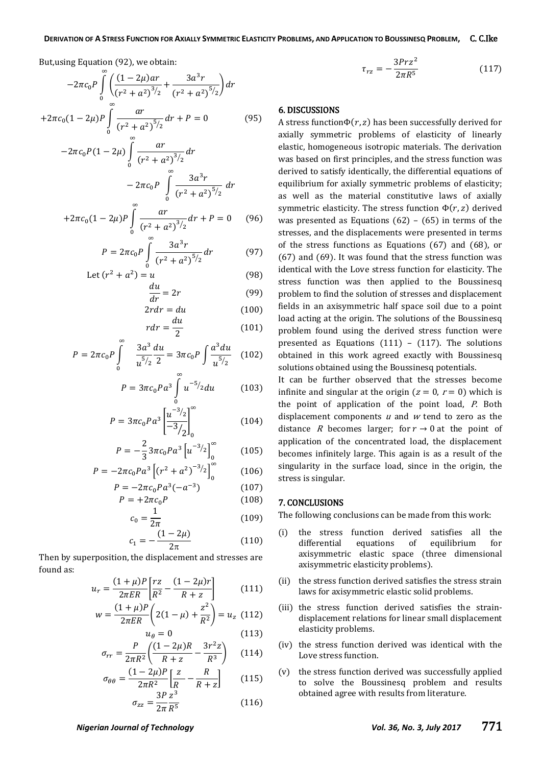But,using Equation (92), we obtain:

$$-2\pi c_0 P \int_0^\infty \left( \frac{(1-2\mu)ar}{(r^2+a^2)^{3/2}} + \frac{3a^3 r}{(r^2+a^2)^{5/2}} \right) dr$$

$$+2\pi c_0 (1-2\mu) P \int_0^\infty \frac{ar}{(r^2+a^2)^{5/2}} dr + P = 0 \quad (95)$$

$$-2\pi c_0 P(1-2\mu) \int_0^\infty \frac{ar}{(r^2+a^2)^{3/2}} dr$$

$$- 2\pi c_0 P \int_0^\infty \frac{3a^3 r}{(r^2+a^2)^{5/2}} dr$$

$$+2\pi c_0 (1-2\mu) P \int_0^\infty \frac{ar}{(r^2+a^2)^{3/2}} dr + P = 0 \quad (96)$$

$$P = 2\pi c_0 P \int_0^\infty \frac{3a^3 r}{(r^2+a^2)^{5/2}} dr \quad (97)$$

$$\text{Let } (r^2 + a^2) = u \quad (98)$$

$$\frac{du}{dr} = 2r \quad (99)$$

$$2rdr = du \quad (100)$$

$$rdr = \frac{du}{2} \quad (101)$$

$$P = 2\pi c_0 P \int_0^\infty \frac{3a^3}{u^{5/2}} \frac{du}{2} = 3\pi c_0 P \int \frac{a^3 du}{u^{5/2}} \quad (102)$$

$$P = 3\pi c_0 P a^3 \int_0^\infty u^{-5/2} du \quad (103)$$

$$P = 3\pi c_0 P a^3 \left[ \frac{u^{-3/2}}{-3/2} \right]_0^\infty \quad (104)$$

$$P = -\frac{2}{3} 3\pi c_0 P a^3 \left[ u^{-3/2} \right]_0^\infty \quad (105)$$

$$P = -2\pi c_0 P a^3 \left[ (r^2+a^2)^{-3/2} \right]_0^\infty \quad (106)$$

$$P = -2\pi c_0 P a^3 (-a^{-3}) \quad (107)$$

$$P = +2\pi c_0 P \quad (108)$$

$$c_0 = \frac{1}{2\pi} \quad (109)$$

$$c_1 = -\frac{(1-2\mu)}{2\pi} \quad (110)$$

Then by superposition, the displacement and stresses are found as:

$$u_r = \frac{(1+\mu)P}{2\pi E R} \left[ \frac{rz}{R^2} - \frac{(1-2\mu)r}{R+z} \right] \quad (111)$$

$$w = \frac{(1+\mu)P}{2\pi E R} \left( 2(1-\mu) + \frac{z^2}{R^2} \right) = u_z \quad (112)$$

$$u_\theta = 0 \quad (113)$$

$$\sigma_{rr} = \frac{P}{2\pi R^2} \left( \frac{(1-2\mu)R}{R+z} - \frac{3r^2 z}{R^3} \right) \quad (114)$$

$$\sigma_{\theta\theta} = \frac{(1-2\mu)P}{2\pi R^2} \left[ \frac{z}{R} - \frac{R}{R+z} \right] \quad (115)$$

$$\sigma_{zz} = \frac{3P}{2\pi} \frac{z^3}{R^5} \quad (116)$$

$$\tau_{rz} = -\frac{3Prz^2}{2\pi R^5} \quad (117)$$

## 6. DISCUSSIONS

A stress function $\Phi(r,z)$ has been successfully derived for axially symmetric problems of elasticity of linearly elastic, homogeneous isotropic materials. The derivation was based on first principles, and the stress function was derived to satisfy identically, the differential equations of equilibrium for axially symmetric problems of elasticity; as well as the material constitutive laws of axially symmetric elasticity. The stress function $\Phi(r,z)$ derived was presented as Equations (62) – (65) in terms of the stresses, and the displacements were presented in terms of the stress functions as Equations (67) and (68), or (67) and (69). It was found that the stress function was identical with the Love stress function for elasticity. The stress function was then applied to the Boussinesq problem to find the solution of stresses and displacement fields in an axisymmetric half space soil due to a point load acting at the origin. The solutions of the Boussinesq problem found using the derived stress function were presented as Equations (111) – (117). The solutions obtained in this work agreed exactly with Boussinesq solutions obtained using the Boussinesq potentials.

It can be further observed that the stresses become infinite and singular at the origin ($z = 0$, $r = 0$) which is the point of application of the point load, $P$. Both displacement components $u$ and $w$ tend to zero as the distance $R$ becomes larger; for $r \to 0$ at the point of application of the concentrated load, the displacement becomes infinitely large. This again is as a result of the singularity in the surface load, since in the origin, the stress is singular.

## 7. CONCLUSIONS

The following conclusions can be made from this work:

(i) the stress function derived satisfies all the differential equations of equilibrium for axisymmetric elastic space (three dimensional axisymmetric elasticity problems).

(ii) the stress function derived satisfies the stress strain laws for axisymmetric elastic solid problems.

(iii) the stress function derived satisfies the strain-displacement relations for linear small displacement elasticity problems.

(iv) the stress function derived was identical with the Love stress function.

(v) the stress function derived was successfully applied to solve the Boussinesq problem and results obtained agree with results from literature.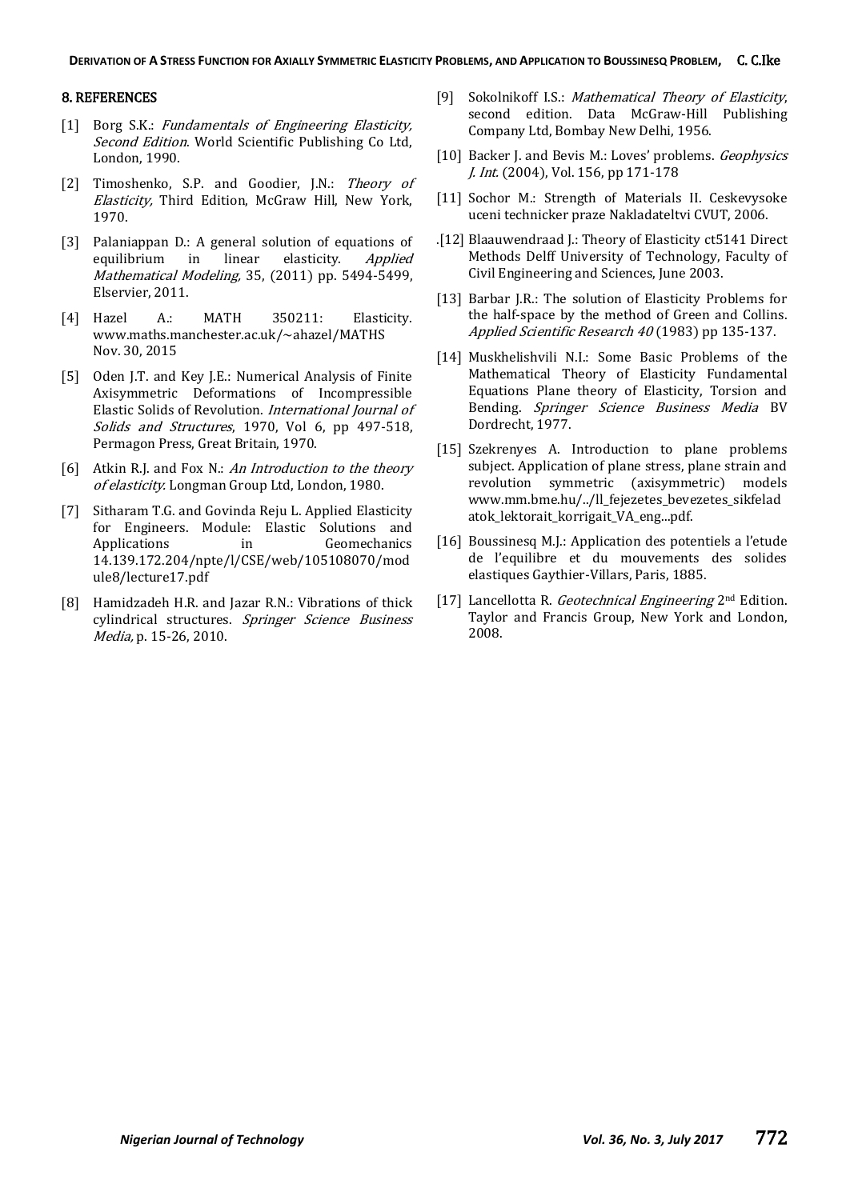## 8. REFERENCES

[1] Borg S.K.: *Fundamentals of Engineering Elasticity, Second Edition*. World Scientific Publishing Co Ltd, London, 1990.

[2] Timoshenko, S.P. and Goodier, J.N.: *Theory of Elasticity,* Third Edition, McGraw Hill, New York, 1970.

[3] Palaniappan D.: A general solution of equations of equilibrium in linear elasticity. *Applied Mathematical Modeling,* 35, (2011) pp. 5494-5499, Elservier, 2011.

[4] Hazel A.: MATH 350211: Elasticity. www.maths.manchester.ac.uk/~ahazel/MATHS Nov. 30, 2015

[5] Oden J.T. and Key J.E.: Numerical Analysis of Finite Axisymmetric Deformations of Incompressible Elastic Solids of Revolution. *International Journal of Solids and Structures*, 1970, Vol 6, pp 497-518, Permagon Press, Great Britain, 1970.

[6] Atkin R.J. and Fox N.: *An Introduction to the theory of elasticity.* Longman Group Ltd, London, 1980.

[7] Sitharam T.G. and Govinda Reju L. Applied Elasticity for Engineers. Module: Elastic Solutions and Applications in Geomechanics 14.139.172.204/npte/l/CSE/web/105108070/module8/lecture17.pdf

[8] Hamidzadeh H.R. and Jazar R.N.: Vibrations of thick cylindrical structures. *Springer Science Business Media,* p. 15-26, 2010.

[9] Sokolnikoff I.S.: *Mathematical Theory of Elasticity*, second edition. Data McGraw-Hill Publishing Company Ltd, Bombay New Delhi, 1956.

[10] Backer J. and Bevis M.: Loves' problems. *Geophysics J. Int.* (2004), Vol. 156, pp 171-178

[11] Sochor M.: Strength of Materials II. Ceskevysoke uceni technicker praze Nakladateltvi CVUT, 2006.

.[12] Blaauwendraad J.: Theory of Elasticity ct5141 Direct Methods Delff University of Technology, Faculty of Civil Engineering and Sciences, June 2003.

[13] Barbar J.R.: The solution of Elasticity Problems for the half-space by the method of Green and Collins. *Applied Scientific Research 40* (1983) pp 135-137.

[14] Muskhelishvili N.I.: Some Basic Problems of the Mathematical Theory of Elasticity Fundamental Equations Plane theory of Elasticity, Torsion and Bending. *Springer Science Business Media* BV Dordrecht, 1977.

[15] Szekrenyes A. Introduction to plane problems subject. Application of plane stress, plane strain and revolution symmetric (axisymmetric) models www.mm.bme.hu/../ll_fejezetes_bevezetes_sikfeladatok_lektorait_korrigait_VA_eng...pdf.

[16] Boussinesq M.J.: Application des potentiels a l'etude de l'equilibre et du mouvements des solides elastiques Gaythier-Villars, Paris, 1885.

[17] Lancellotta R. *Geotechnical Engineering* 2nd Edition. Taylor and Francis Group, New York and London, 2008.